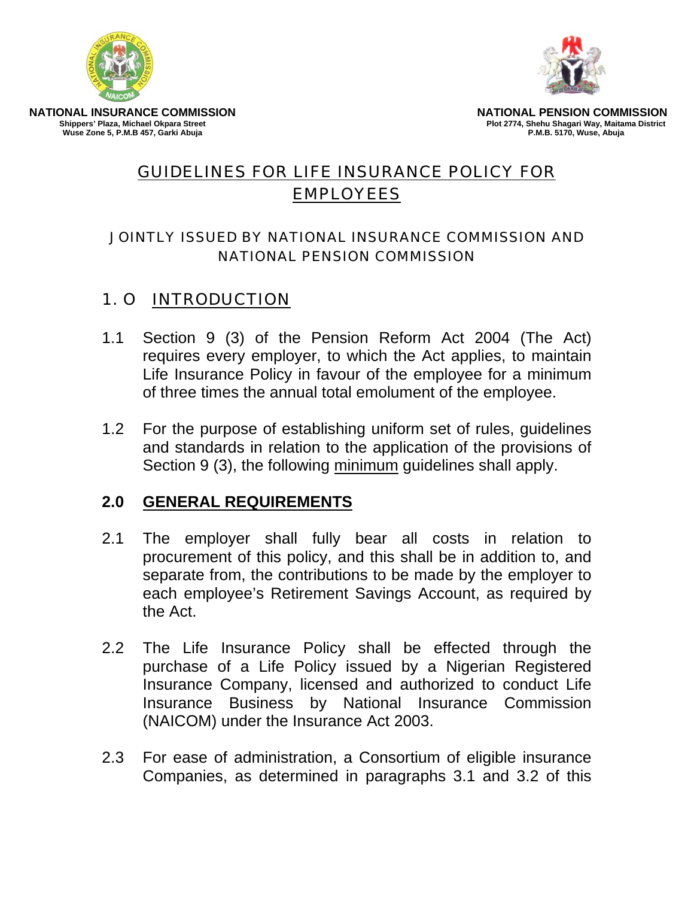**NATIONAL INSURANCE COMMISSION**
Shippers' Plaza, Michael Okpara Street
Wuse Zone 5, P.M.B 457, Garki Abuja

**NATIONAL PENSION COMMISSION**
Plot 2774, Shehu Shagari Way, Maitama District
P.M.B. 5170, Wuse, Abuja

# GUIDELINES FOR LIFE INSURANCE POLICY FOR EMPLOYEES

JOINTLY ISSUED BY NATIONAL INSURANCE COMMISSION AND NATIONAL PENSION COMMISSION

## 1.0 INTRODUCTION

1.1 Section 9 (3) of the Pension Reform Act 2004 (The Act) requires every employer, to which the Act applies, to maintain Life Insurance Policy in favour of the employee for a minimum of three times the annual total emolument of the employee.

1.2 For the purpose of establishing uniform set of rules, guidelines and standards in relation to the application of the provisions of Section 9 (3), the following minimum guidelines shall apply.

## 2.0 GENERAL REQUIREMENTS

2.1 The employer shall fully bear all costs in relation to procurement of this policy, and this shall be in addition to, and separate from, the contributions to be made by the employer to each employee's Retirement Savings Account, as required by the Act.

2.2 The Life Insurance Policy shall be effected through the purchase of a Life Policy issued by a Nigerian Registered Insurance Company, licensed and authorized to conduct Life Insurance Business by National Insurance Commission (NAICOM) under the Insurance Act 2003.

2.3 For ease of administration, a Consortium of eligible insurance Companies, as determined in paragraphs 3.1 and 3.2 of this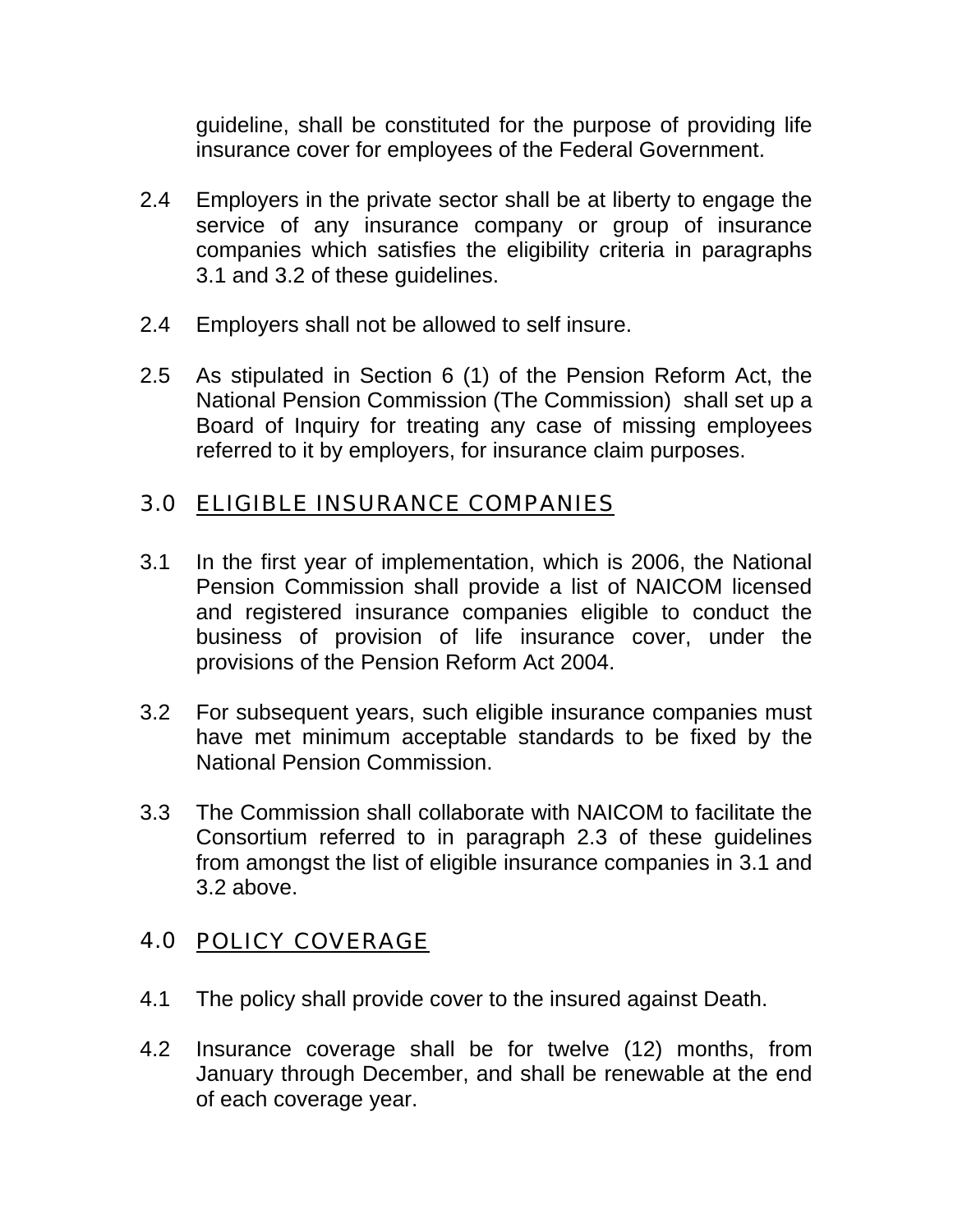guideline, shall be constituted for the purpose of providing life insurance cover for employees of the Federal Government.

2.4 Employers in the private sector shall be at liberty to engage the service of any insurance company or group of insurance companies which satisfies the eligibility criteria in paragraphs 3.1 and 3.2 of these guidelines.

2.4 Employers shall not be allowed to self insure.

2.5 As stipulated in Section 6 (1) of the Pension Reform Act, the National Pension Commission (The Commission) shall set up a Board of Inquiry for treating any case of missing employees referred to it by employers, for insurance claim purposes.

## 3.0 ELIGIBLE INSURANCE COMPANIES

3.1 In the first year of implementation, which is 2006, the National Pension Commission shall provide a list of NAICOM licensed and registered insurance companies eligible to conduct the business of provision of life insurance cover, under the provisions of the Pension Reform Act 2004.

3.2 For subsequent years, such eligible insurance companies must have met minimum acceptable standards to be fixed by the National Pension Commission.

3.3 The Commission shall collaborate with NAICOM to facilitate the Consortium referred to in paragraph 2.3 of these guidelines from amongst the list of eligible insurance companies in 3.1 and 3.2 above.

## 4.0 POLICY COVERAGE

4.1 The policy shall provide cover to the insured against Death.

4.2 Insurance coverage shall be for twelve (12) months, from January through December, and shall be renewable at the end of each coverage year.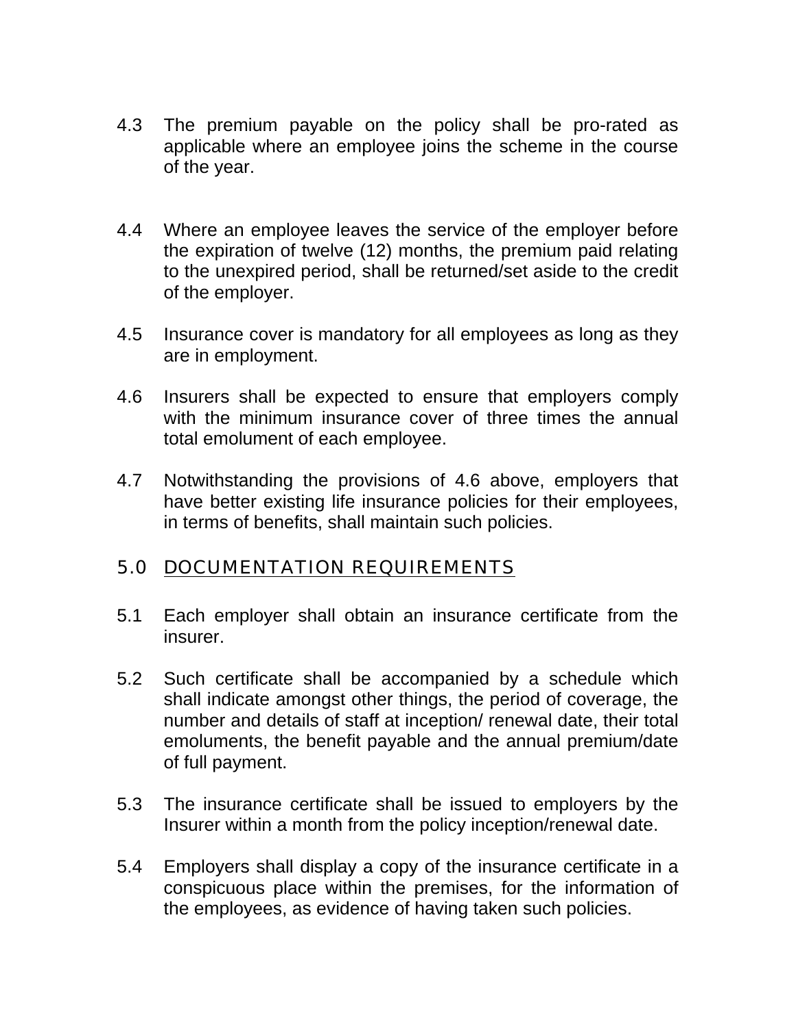4.3 The premium payable on the policy shall be pro-rated as applicable where an employee joins the scheme in the course of the year.

4.4 Where an employee leaves the service of the employer before the expiration of twelve (12) months, the premium paid relating to the unexpired period, shall be returned/set aside to the credit of the employer.

4.5 Insurance cover is mandatory for all employees as long as they are in employment.

4.6 Insurers shall be expected to ensure that employers comply with the minimum insurance cover of three times the annual total emolument of each employee.

4.7 Notwithstanding the provisions of 4.6 above, employers that have better existing life insurance policies for their employees, in terms of benefits, shall maintain such policies.

## 5.0 DOCUMENTATION REQUIREMENTS

5.1 Each employer shall obtain an insurance certificate from the insurer.

5.2 Such certificate shall be accompanied by a schedule which shall indicate amongst other things, the period of coverage, the number and details of staff at inception/ renewal date, their total emoluments, the benefit payable and the annual premium/date of full payment.

5.3 The insurance certificate shall be issued to employers by the Insurer within a month from the policy inception/renewal date.

5.4 Employers shall display a copy of the insurance certificate in a conspicuous place within the premises, for the information of the employees, as evidence of having taken such policies.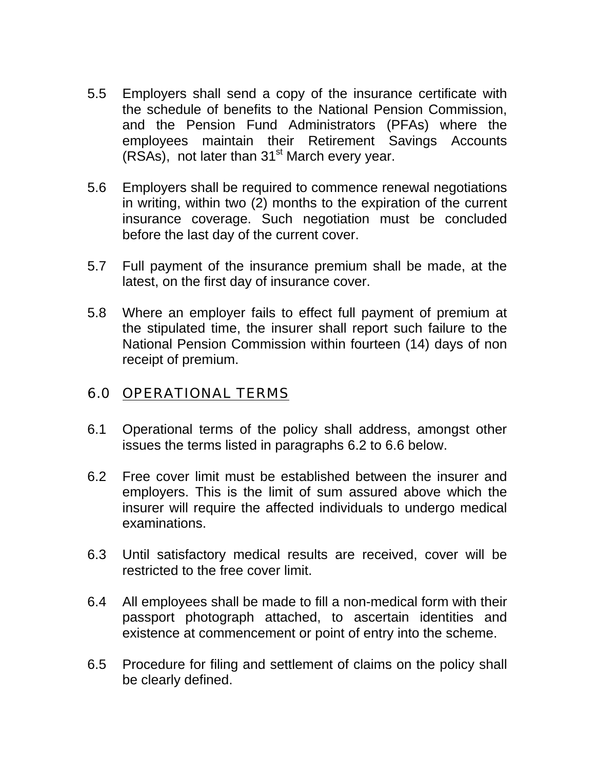5.5 Employers shall send a copy of the insurance certificate with the schedule of benefits to the National Pension Commission, and the Pension Fund Administrators (PFAs) where the employees maintain their Retirement Savings Accounts (RSAs), not later than 31st March every year.

5.6 Employers shall be required to commence renewal negotiations in writing, within two (2) months to the expiration of the current insurance coverage. Such negotiation must be concluded before the last day of the current cover.

5.7 Full payment of the insurance premium shall be made, at the latest, on the first day of insurance cover.

5.8 Where an employer fails to effect full payment of premium at the stipulated time, the insurer shall report such failure to the National Pension Commission within fourteen (14) days of non receipt of premium.

## 6.0 OPERATIONAL TERMS

6.1 Operational terms of the policy shall address, amongst other issues the terms listed in paragraphs 6.2 to 6.6 below.

6.2 Free cover limit must be established between the insurer and employers. This is the limit of sum assured above which the insurer will require the affected individuals to undergo medical examinations.

6.3 Until satisfactory medical results are received, cover will be restricted to the free cover limit.

6.4 All employees shall be made to fill a non-medical form with their passport photograph attached, to ascertain identities and existence at commencement or point of entry into the scheme.

6.5 Procedure for filing and settlement of claims on the policy shall be clearly defined.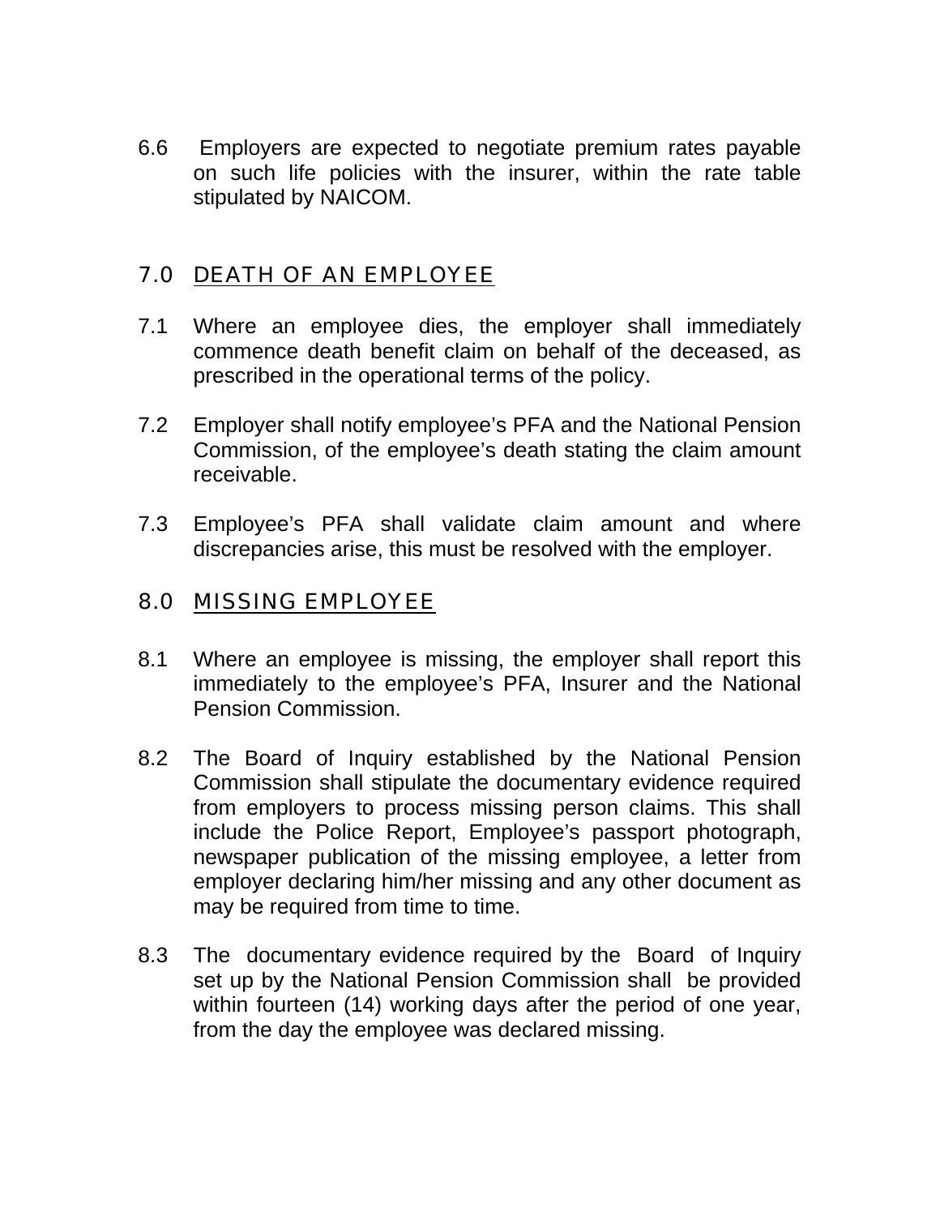6.6 Employers are expected to negotiate premium rates payable on such life policies with the insurer, within the rate table stipulated by NAICOM.

## 7.0 DEATH OF AN EMPLOYEE

7.1 Where an employee dies, the employer shall immediately commence death benefit claim on behalf of the deceased, as prescribed in the operational terms of the policy.

7.2 Employer shall notify employee's PFA and the National Pension Commission, of the employee's death stating the claim amount receivable.

7.3 Employee's PFA shall validate claim amount and where discrepancies arise, this must be resolved with the employer.

## 8.0 MISSING EMPLOYEE

8.1 Where an employee is missing, the employer shall report this immediately to the employee's PFA, Insurer and the National Pension Commission.

8.2 The Board of Inquiry established by the National Pension Commission shall stipulate the documentary evidence required from employers to process missing person claims. This shall include the Police Report, Employee's passport photograph, newspaper publication of the missing employee, a letter from employer declaring him/her missing and any other document as may be required from time to time.

8.3 The documentary evidence required by the Board of Inquiry set up by the National Pension Commission shall be provided within fourteen (14) working days after the period of one year, from the day the employee was declared missing.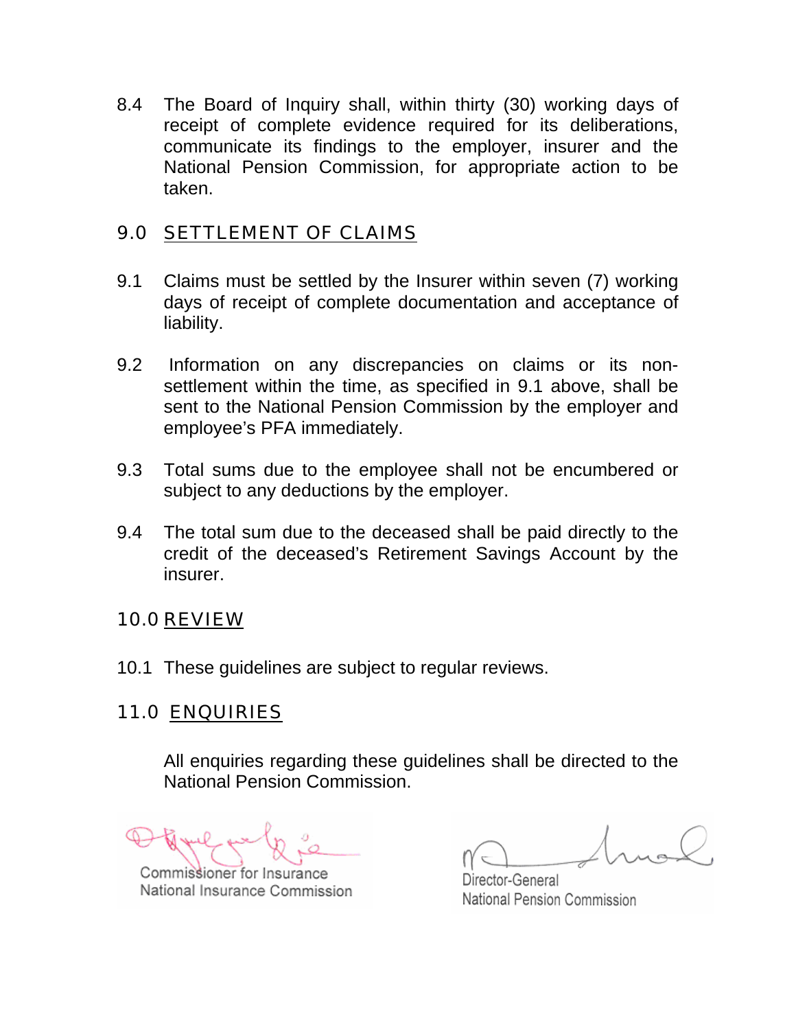8.4 The Board of Inquiry shall, within thirty (30) working days of receipt of complete evidence required for its deliberations, communicate its findings to the employer, insurer and the National Pension Commission, for appropriate action to be taken.

## 9.0 SETTLEMENT OF CLAIMS

9.1 Claims must be settled by the Insurer within seven (7) working days of receipt of complete documentation and acceptance of liability.

9.2 Information on any discrepancies on claims or its non-settlement within the time, as specified in 9.1 above, shall be sent to the National Pension Commission by the employer and employee's PFA immediately.

9.3 Total sums due to the employee shall not be encumbered or subject to any deductions by the employer.

9.4 The total sum due to the deceased shall be paid directly to the credit of the deceased's Retirement Savings Account by the insurer.

## 10.0 REVIEW

10.1 These guidelines are subject to regular reviews.

## 11.0 ENQUIRIES

All enquiries regarding these guidelines shall be directed to the National Pension Commission.

Commissioner for Insurance
National Insurance Commission

Director-General
National Pension Commission